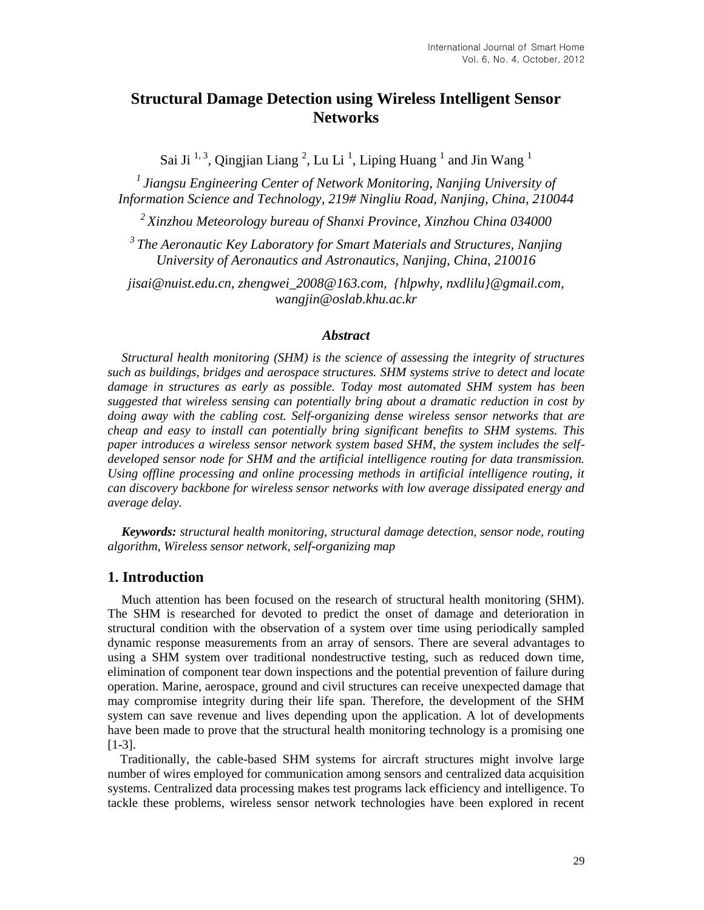# Structural Damage Detection using Wireless Intelligent Sensor Networks

Sai Ji [1, 3], Qingjian Liang [2], Lu Li [1], Liping Huang [1] and Jin Wang [1]

[1] *Jiangsu Engineering Center of Network Monitoring, Nanjing University of Information Science and Technology, 219# Ningliu Road, Nanjing, China, 210044*

[2] *Xinzhou Meteorology bureau of Shanxi Province, Xinzhou China 034000*

[3] *The Aeronautic Key Laboratory for Smart Materials and Structures, Nanjing University of Aeronautics and Astronautics, Nanjing, China, 210016*

*jisai@nuist.edu.cn, zhengwei_2008@163.com, {hlpwhy, nxdlilu}@gmail.com, wangjin@oslab.khu.ac.kr*

### *Abstract*

*Structural health monitoring (SHM) is the science of assessing the integrity of structures such as buildings, bridges and aerospace structures. SHM systems strive to detect and locate damage in structures as early as possible. Today most automated SHM system has been suggested that wireless sensing can potentially bring about a dramatic reduction in cost by doing away with the cabling cost. Self-organizing dense wireless sensor networks that are cheap and easy to install can potentially bring significant benefits to SHM systems. This paper introduces a wireless sensor network system based SHM, the system includes the self-developed sensor node for SHM and the artificial intelligence routing for data transmission. Using offline processing and online processing methods in artificial intelligence routing, it can discovery backbone for wireless sensor networks with low average dissipated energy and average delay.*

***Keywords:*** *structural health monitoring, structural damage detection, sensor node, routing algorithm, Wireless sensor network, self-organizing map*

## 1. Introduction

Much attention has been focused on the research of structural health monitoring (SHM). The SHM is researched for devoted to predict the onset of damage and deterioration in structural condition with the observation of a system over time using periodically sampled dynamic response measurements from an array of sensors. There are several advantages to using a SHM system over traditional nondestructive testing, such as reduced down time, elimination of component tear down inspections and the potential prevention of failure during operation. Marine, aerospace, ground and civil structures can receive unexpected damage that may compromise integrity during their life span. Therefore, the development of the SHM system can save revenue and lives depending upon the application. A lot of developments have been made to prove that the structural health monitoring technology is a promising one [1-3].

Traditionally, the cable-based SHM systems for aircraft structures might involve large number of wires employed for communication among sensors and centralized data acquisition systems. Centralized data processing makes test programs lack efficiency and intelligence. To tackle these problems, wireless sensor network technologies have been explored in recent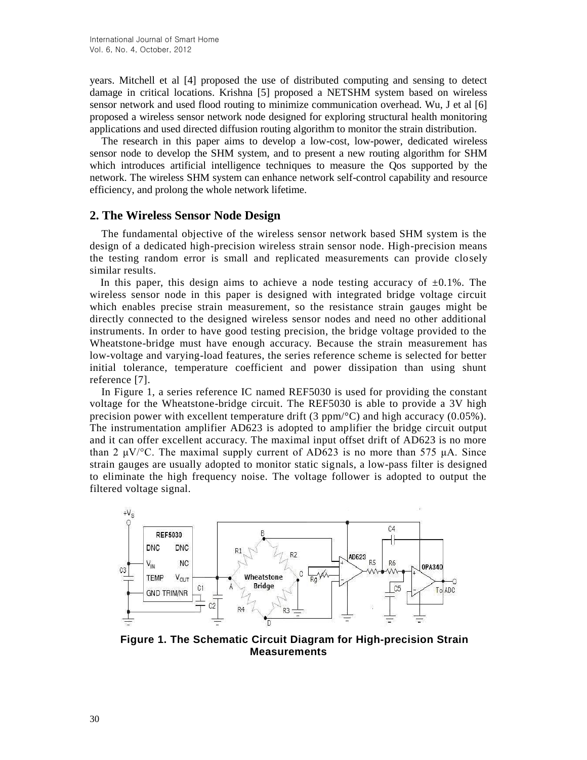years. Mitchell et al [4] proposed the use of distributed computing and sensing to detect damage in critical locations. Krishna [5] proposed a NETSHM system based on wireless sensor network and used flood routing to minimize communication overhead. Wu, J et al [6] proposed a wireless sensor network node designed for exploring structural health monitoring applications and used directed diffusion routing algorithm to monitor the strain distribution.

The research in this paper aims to develop a low-cost, low-power, dedicated wireless sensor node to develop the SHM system, and to present a new routing algorithm for SHM which introduces artificial intelligence techniques to measure the Qos supported by the network. The wireless SHM system can enhance network self-control capability and resource efficiency, and prolong the whole network lifetime.

## 2. The Wireless Sensor Node Design

The fundamental objective of the wireless sensor network based SHM system is the design of a dedicated high-precision wireless strain sensor node. High-precision means the testing random error is small and replicated measurements can provide closely similar results.

In this paper, this design aims to achieve a node testing accuracy of ±0.1%. The wireless sensor node in this paper is designed with integrated bridge voltage circuit which enables precise strain measurement, so the resistance strain gauges might be directly connected to the designed wireless sensor nodes and need no other additional instruments. In order to have good testing precision, the bridge voltage provided to the Wheatstone-bridge must have enough accuracy. Because the strain measurement has low-voltage and varying-load features, the series reference scheme is selected for better initial tolerance, temperature coefficient and power dissipation than using shunt reference [7].

In Figure 1, a series reference IC named REF5030 is used for providing the constant voltage for the Wheatstone-bridge circuit. The REF5030 is able to provide a 3V high precision power with excellent temperature drift (3 ppm/°C) and high accuracy (0.05%). The instrumentation amplifier AD623 is adopted to amplifier the bridge circuit output and it can offer excellent accuracy. The maximal input offset drift of AD623 is no more than 2 μV/°C. The maximal supply current of AD623 is no more than 575 μA. Since strain gauges are usually adopted to monitor static signals, a low-pass filter is designed to eliminate the high frequency noise. The voltage follower is adopted to output the filtered voltage signal.

**Figure 1. The Schematic Circuit Diagram for High-precision Strain Measurements**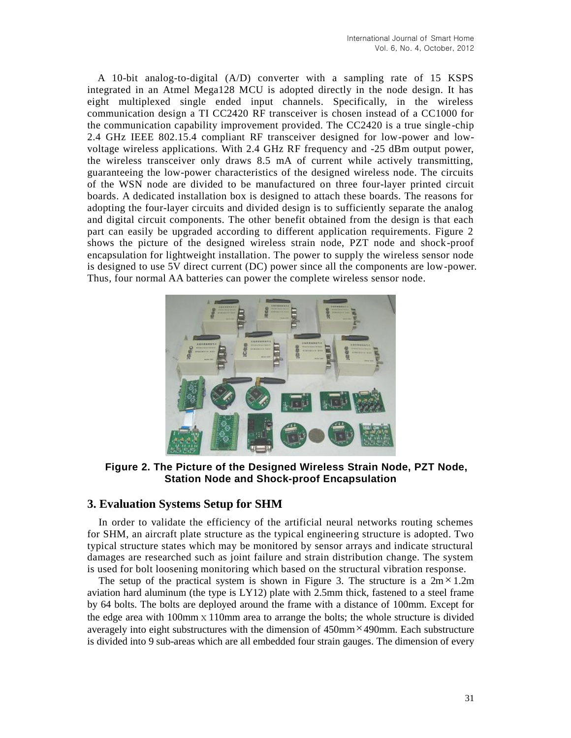A 10-bit analog-to-digital (A/D) converter with a sampling rate of 15 KSPS integrated in an Atmel Mega128 MCU is adopted directly in the node design. It has eight multiplexed single ended input channels. Specifically, in the wireless communication design a TI CC2420 RF transceiver is chosen instead of a CC1000 for the communication capability improvement provided. The CC2420 is a true single-chip 2.4 GHz IEEE 802.15.4 compliant RF transceiver designed for low-power and low-voltage wireless applications. With 2.4 GHz RF frequency and -25 dBm output power, the wireless transceiver only draws 8.5 mA of current while actively transmitting, guaranteeing the low-power characteristics of the designed wireless node. The circuits of the WSN node are divided to be manufactured on three four-layer printed circuit boards. A dedicated installation box is designed to attach these boards. The reasons for adopting the four-layer circuits and divided design is to sufficiently separate the analog and digital circuit components. The other benefit obtained from the design is that each part can easily be upgraded according to different application requirements. Figure 2 shows the picture of the designed wireless strain node, PZT node and shock-proof encapsulation for lightweight installation. The power to supply the wireless sensor node is designed to use 5V direct current (DC) power since all the components are low-power. Thus, four normal AA batteries can power the complete wireless sensor node.

**Figure 2. The Picture of the Designed Wireless Strain Node, PZT Node, Station Node and Shock-proof Encapsulation**

## 3. Evaluation Systems Setup for SHM

In order to validate the efficiency of the artificial neural networks routing schemes for SHM, an aircraft plate structure as the typical engineering structure is adopted. Two typical structure states which may be monitored by sensor arrays and indicate structural damages are researched such as joint failure and strain distribution change. The system is used for bolt loosening monitoring which based on the structural vibration response.

The setup of the practical system is shown in Figure 3. The structure is a 2m×1.2m aviation hard aluminum (the type is LY12) plate with 2.5mm thick, fastened to a steel frame by 64 bolts. The bolts are deployed around the frame with a distance of 100mm. Except for the edge area with 100mm x 110mm area to arrange the bolts; the whole structure is divided averagely into eight substructures with the dimension of 450mm×490mm. Each substructure is divided into 9 sub-areas which are all embedded four strain gauges. The dimension of every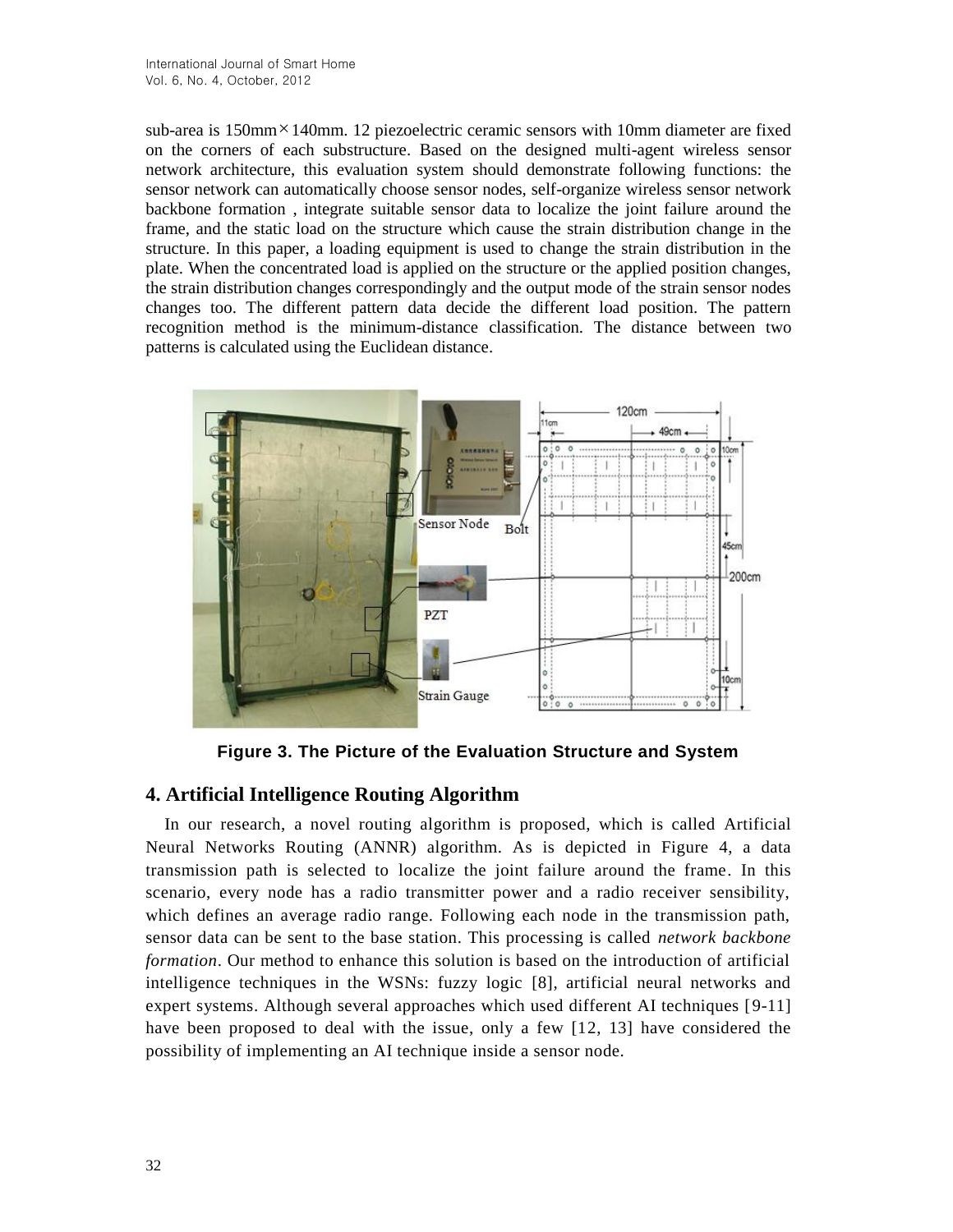sub-area is 150mm×140mm. 12 piezoelectric ceramic sensors with 10mm diameter are fixed on the corners of each substructure. Based on the designed multi-agent wireless sensor network architecture, this evaluation system should demonstrate following functions: the sensor network can automatically choose sensor nodes, self-organize wireless sensor network backbone formation , integrate suitable sensor data to localize the joint failure around the frame, and the static load on the structure which cause the strain distribution change in the structure. In this paper, a loading equipment is used to change the strain distribution in the plate. When the concentrated load is applied on the structure or the applied position changes, the strain distribution changes correspondingly and the output mode of the strain sensor nodes changes too. The different pattern data decide the different load position. The pattern recognition method is the minimum-distance classification. The distance between two patterns is calculated using the Euclidean distance.

**Figure 3. The Picture of the Evaluation Structure and System**

## 4. Artificial Intelligence Routing Algorithm

In our research, a novel routing algorithm is proposed, which is called Artificial Neural Networks Routing (ANNR) algorithm. As is depicted in Figure 4, a data transmission path is selected to localize the joint failure around the frame. In this scenario, every node has a radio transmitter power and a radio receiver sensibility, which defines an average radio range. Following each node in the transmission path, sensor data can be sent to the base station. This processing is called *network backbone formation*. Our method to enhance this solution is based on the introduction of artificial intelligence techniques in the WSNs: fuzzy logic [8], artificial neural networks and expert systems. Although several approaches which used different AI techniques [9-11] have been proposed to deal with the issue, only a few [12, 13] have considered the possibility of implementing an AI technique inside a sensor node.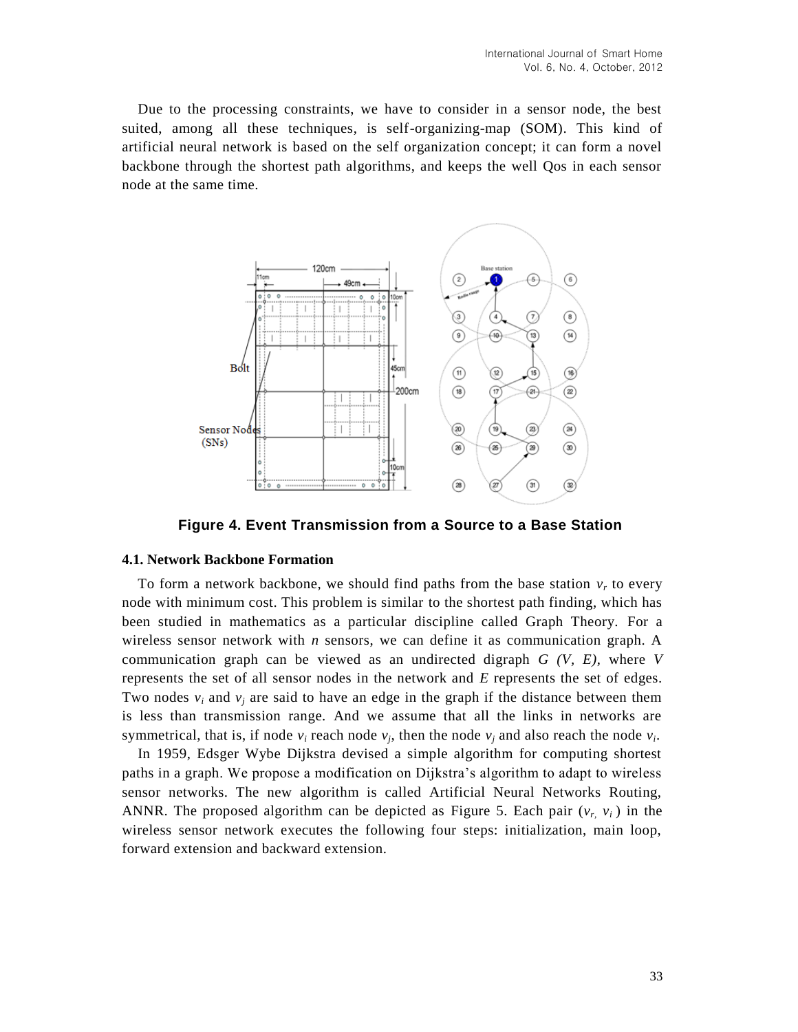Due to the processing constraints, we have to consider in a sensor node, the best suited, among all these techniques, is self-organizing-map (SOM). This kind of artificial neural network is based on the self organization concept; it can form a novel backbone through the shortest path algorithms, and keeps the well Qos in each sensor node at the same time.

**Figure 4. Event Transmission from a Source to a Base Station**

### 4.1. Network Backbone Formation

To form a network backbone, we should find paths from the base station $v_r$ to every node with minimum cost. This problem is similar to the shortest path finding, which has been studied in mathematics as a particular discipline called Graph Theory. For a wireless sensor network with $n$ sensors, we can define it as communication graph. A communication graph can be viewed as an undirected digraph $G$ $(V, E)$, where $V$ represents the set of all sensor nodes in the network and $E$ represents the set of edges. Two nodes $v_i$ and $v_j$ are said to have an edge in the graph if the distance between them is less than transmission range. And we assume that all the links in networks are symmetrical, that is, if node $v_i$ reach node $v_j$, then the node $v_j$ and also reach the node $v_i$.

In 1959, Edsger Wybe Dijkstra devised a simple algorithm for computing shortest paths in a graph. We propose a modification on Dijkstra's algorithm to adapt to wireless sensor networks. The new algorithm is called Artificial Neural Networks Routing, ANNR. The proposed algorithm can be depicted as Figure 5. Each pair $(v_r, v_i)$ in the wireless sensor network executes the following four steps: initialization, main loop, forward extension and backward extension.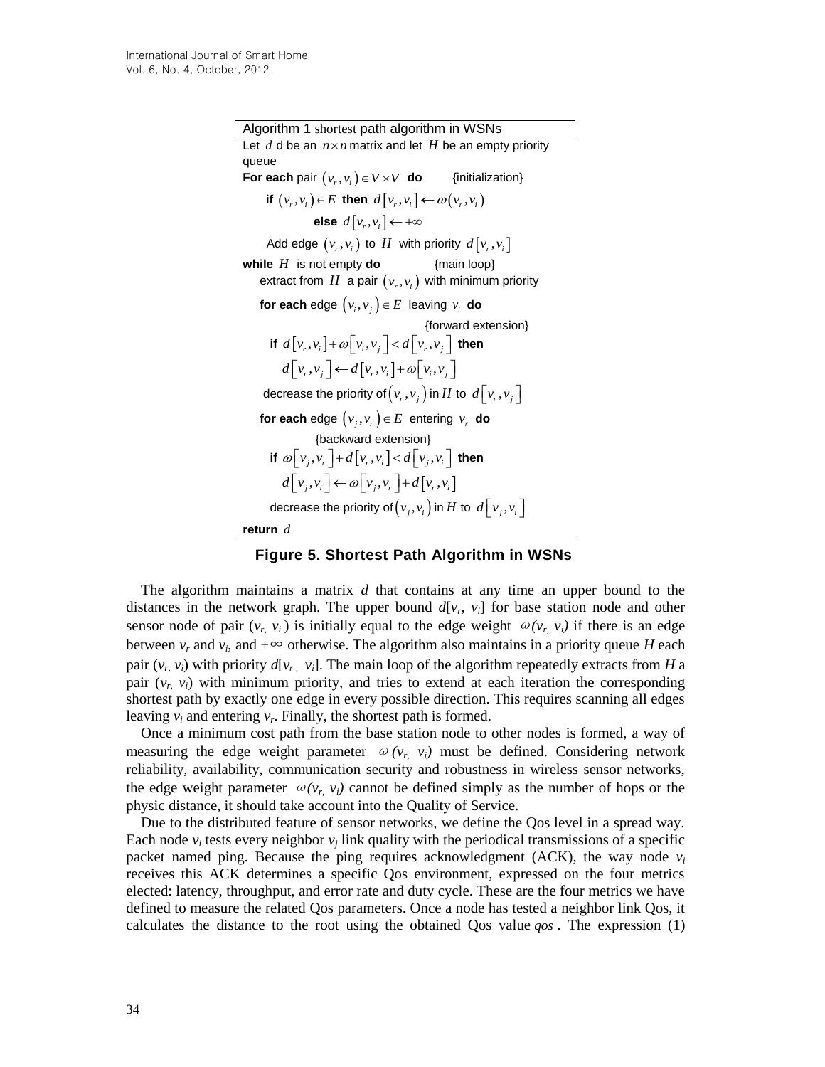Algorithm 1 shortest path algorithm in WSNs

Let $d$ d be an $n \times n$ matrix and let $H$ be an empty priority queue

**For each** pair $(v_r, v_i) \in V \times V$ **do** {initialization}

  **if** $(v_r, v_i) \in E$ **then** $d[v_r, v_i] \leftarrow \omega(v_r, v_i)$

    **else** $d[v_r, v_i] \leftarrow +\infty$

  Add edge $(v_r, v_i)$ to $H$ with priority $d[v_r, v_i]$

**while** $H$ is not empty **do** {main loop}

  extract from $H$ a pair $(v_r, v_i)$ with minimum priority

  **for each** edge $(v_i, v_j) \in E$ leaving $v_i$ **do**

    {forward extension}

   **if** $d[v_r, v_i] + \omega[v_i, v_j] < d[v_r, v_j]$ **then**

    $d[v_r, v_j] \leftarrow d[v_r, v_i] + \omega[v_i, v_j]$

   decrease the priority of $(v_r, v_j)$ in $H$ to $d[v_r, v_j]$

  **for each** edge $(v_j, v_r) \in E$ entering $v_r$ **do**

    {backward extension}

   **if** $\omega[v_j, v_r] + d[v_r, v_i] < d[v_j, v_i]$ **then**

    $d[v_j, v_i] \leftarrow \omega[v_j, v_r] + d[v_r, v_i]$

   decrease the priority of $(v_j, v_i)$ in $H$ to $d[v_j, v_i]$

**return** $d$

**Figure 5. Shortest Path Algorithm in WSNs**

The algorithm maintains a matrix *d* that contains at any time an upper bound to the distances in the network graph. The upper bound $d[v_r, v_i]$ for base station node and other sensor node of pair $(v_r, v_i)$ is initially equal to the edge weight $\omega(v_r, v_i)$ if there is an edge between $v_r$ and $v_i$, and $+\infty$ otherwise. The algorithm also maintains in a priority queue *H* each pair $(v_r, v_i)$ with priority $d[v_r, v_i]$. The main loop of the algorithm repeatedly extracts from *H* a pair $(v_r, v_i)$ with minimum priority, and tries to extend at each iteration the corresponding shortest path by exactly one edge in every possible direction. This requires scanning all edges leaving $v_i$ and entering $v_r$. Finally, the shortest path is formed.

Once a minimum cost path from the base station node to other nodes is formed, a way of measuring the edge weight parameter $\omega(v_r, v_i)$ must be defined. Considering network reliability, availability, communication security and robustness in wireless sensor networks, the edge weight parameter $\omega(v_r, v_i)$ cannot be defined simply as the number of hops or the physic distance, it should take account into the Quality of Service.

Due to the distributed feature of sensor networks, we define the Qos level in a spread way. Each node $v_i$ tests every neighbor $v_j$ link quality with the periodical transmissions of a specific packet named ping. Because the ping requires acknowledgment (ACK), the way node $v_i$ receives this ACK determines a specific Qos environment, expressed on the four metrics elected: latency, throughput, and error rate and duty cycle. These are the four metrics we have defined to measure the related Qos parameters. Once a node has tested a neighbor link Qos, it calculates the distance to the root using the obtained Qos value $qos$. The expression (1)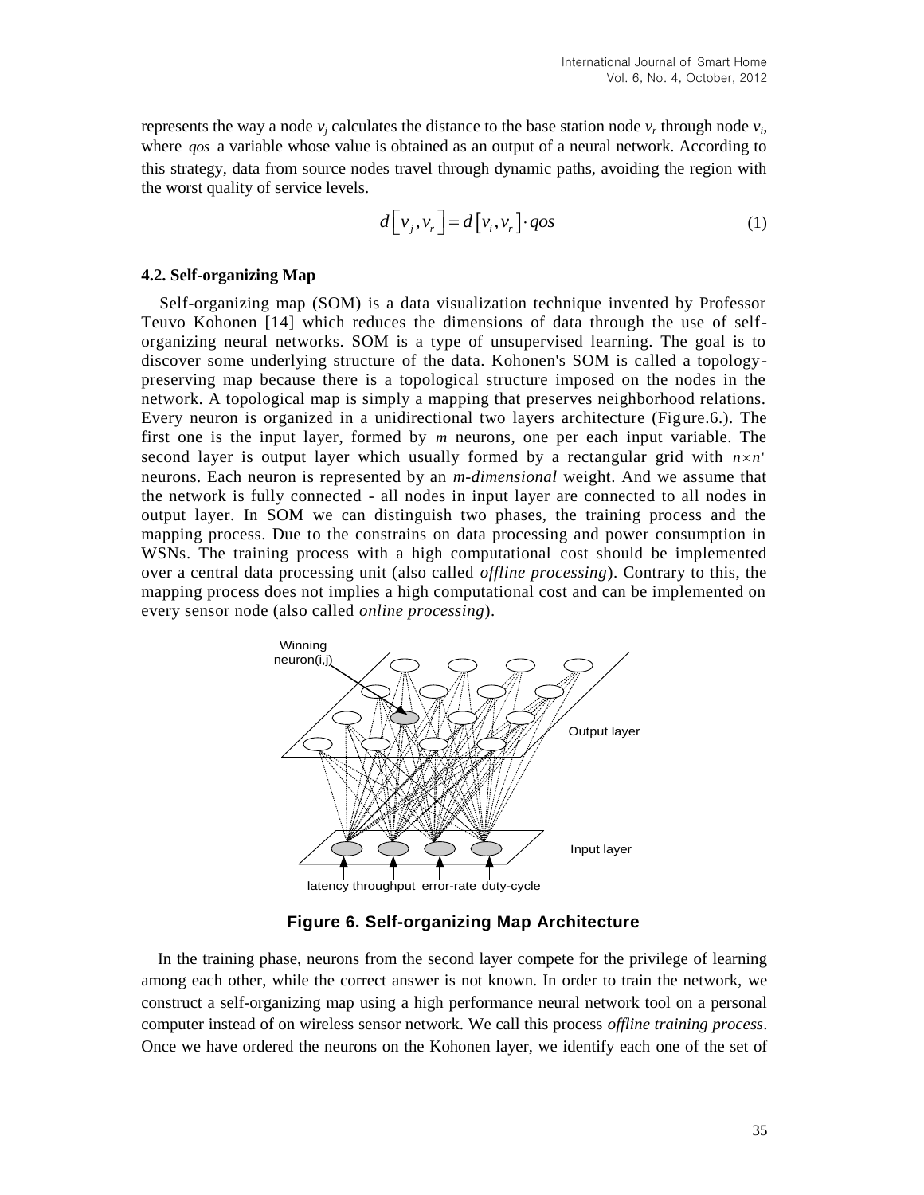represents the way a node $v_j$ calculates the distance to the base station node $v_r$ through node $v_i$, where $qos$ a variable whose value is obtained as an output of a neural network. According to this strategy, data from source nodes travel through dynamic paths, avoiding the region with the worst quality of service levels.

$$d\left[v_j, v_r\right] = d\left[v_i, v_r\right] \cdot qos \tag{1}$$

### 4.2. Self-organizing Map

Self-organizing map (SOM) is a data visualization technique invented by Professor Teuvo Kohonen [14] which reduces the dimensions of data through the use of self-organizing neural networks. SOM is a type of unsupervised learning. The goal is to discover some underlying structure of the data. Kohonen's SOM is called a topology-preserving map because there is a topological structure imposed on the nodes in the network. A topological map is simply a mapping that preserves neighborhood relations. Every neuron is organized in a unidirectional two layers architecture (Figure.6.). The first one is the input layer, formed by $m$ neurons, one per each input variable. The second layer is output layer which usually formed by a rectangular grid with $n \times n'$ neurons. Each neuron is represented by an *m-dimensional* weight. And we assume that the network is fully connected - all nodes in input layer are connected to all nodes in output layer. In SOM we can distinguish two phases, the training process and the mapping process. Due to the constrains on data processing and power consumption in WSNs. The training process with a high computational cost should be implemented over a central data processing unit (also called *offline processing*). Contrary to this, the mapping process does not implies a high computational cost and can be implemented on every sensor node (also called *online processing*).

**Figure 6. Self-organizing Map Architecture**

In the training phase, neurons from the second layer compete for the privilege of learning among each other, while the correct answer is not known. In order to train the network, we construct a self-organizing map using a high performance neural network tool on a personal computer instead of on wireless sensor network. We call this process *offline training process*. Once we have ordered the neurons on the Kohonen layer, we identify each one of the set of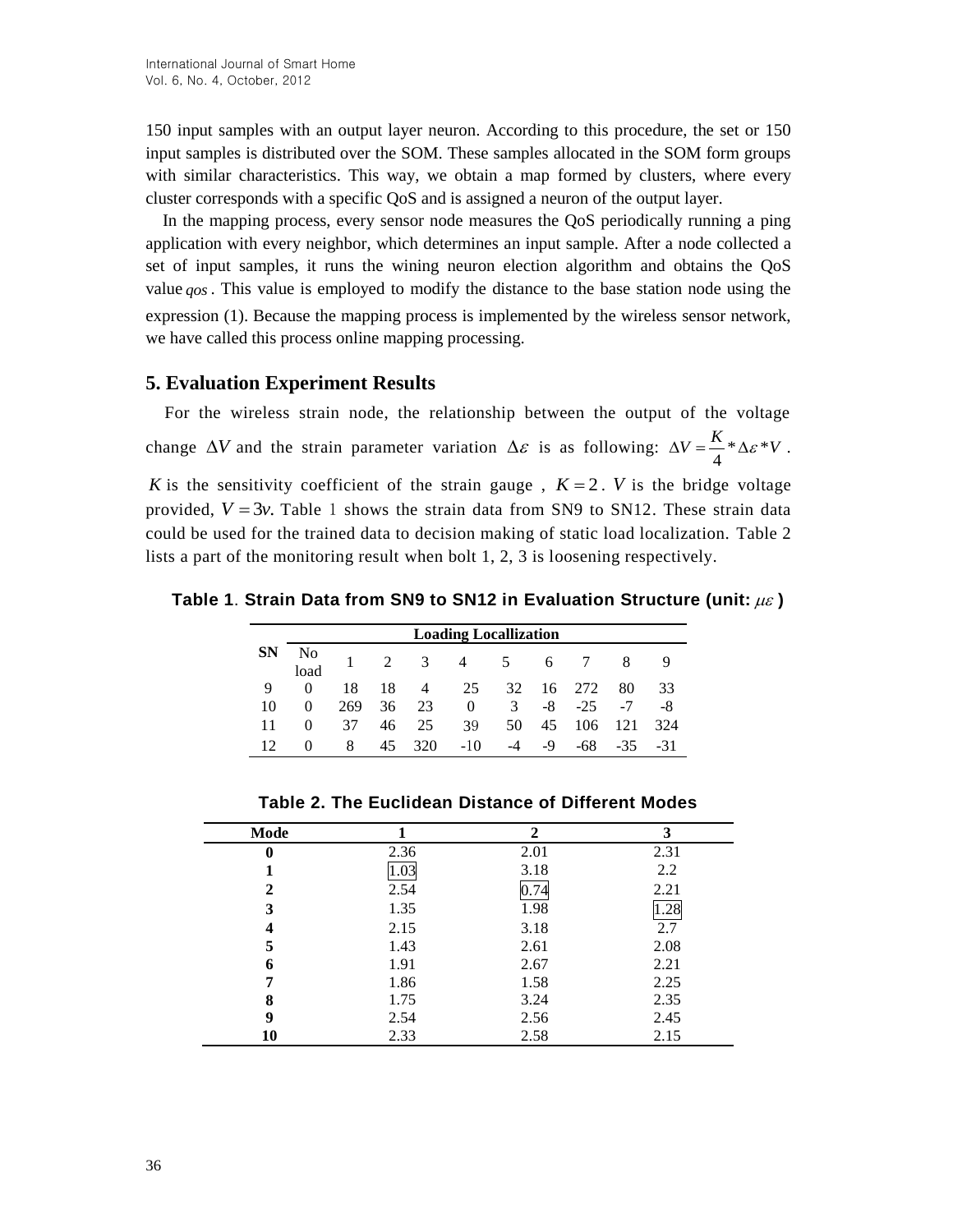150 input samples with an output layer neuron. According to this procedure, the set or 150 input samples is distributed over the SOM. These samples allocated in the SOM form groups with similar characteristics. This way, we obtain a map formed by clusters, where every cluster corresponds with a specific QoS and is assigned a neuron of the output layer.

In the mapping process, every sensor node measures the QoS periodically running a ping application with every neighbor, which determines an input sample. After a node collected a set of input samples, it runs the wining neuron election algorithm and obtains the QoS value $qos$. This value is employed to modify the distance to the base station node using the expression (1). Because the mapping process is implemented by the wireless sensor network, we have called this process online mapping processing.

## 5. Evaluation Experiment Results

For the wireless strain node, the relationship between the output of the voltage change $\Delta V$ and the strain parameter variation $\Delta \varepsilon$ is as following: $\Delta V = \frac{K}{4} * \Delta \varepsilon * V$. $K$ is the sensitivity coefficient of the strain gauge , $K = 2$. $V$ is the bridge voltage provided, $V = 3v$. Table 1 shows the strain data from SN9 to SN12. These strain data could be used for the trained data to decision making of static load localization. Table 2 lists a part of the monitoring result when bolt 1, 2, 3 is loosening respectively.

**Table 1. Strain Data from SN9 to SN12 in Evaluation Structure (unit: $\mu\varepsilon$ )**

| SN | Loading Locallization | | | | | | | | | |
|---|---|---|---|---|---|---|---|---|---|---|
| | No load | 1 | 2 | 3 | 4 | 5 | 6 | 7 | 8 | 9 |
| 9 | 0 | 18 | 18 | 4 | 25 | 32 | 16 | 272 | 80 | 33 |
| 10 | 0 | 269 | 36 | 23 | 0 | 3 | -8 | -25 | -7 | -8 |
| 11 | 0 | 37 | 46 | 25 | 39 | 50 | 45 | 106 | 121 | 324 |
| 12 | 0 | 8 | 45 | 320 | -10 | -4 | -9 | -68 | -35 | -31 |

**Table 2. The Euclidean Distance of Different Modes**

| Mode | 1 | 2 | 3 |
|---|---|---|---|
| **0** | 2.36 | 2.01 | 2.31 |
| **1** | 1.03 | 3.18 | 2.2 |
| **2** | 2.54 | 0.74 | 2.21 |
| **3** | 1.35 | 1.98 | 1.28 |
| **4** | 2.15 | 3.18 | 2.7 |
| **5** | 1.43 | 2.61 | 2.08 |
| **6** | 1.91 | 2.67 | 2.21 |
| **7** | 1.86 | 1.58 | 2.25 |
| **8** | 1.75 | 3.24 | 2.35 |
| **9** | 2.54 | 2.56 | 2.45 |
| **10** | 2.33 | 2.58 | 2.15 |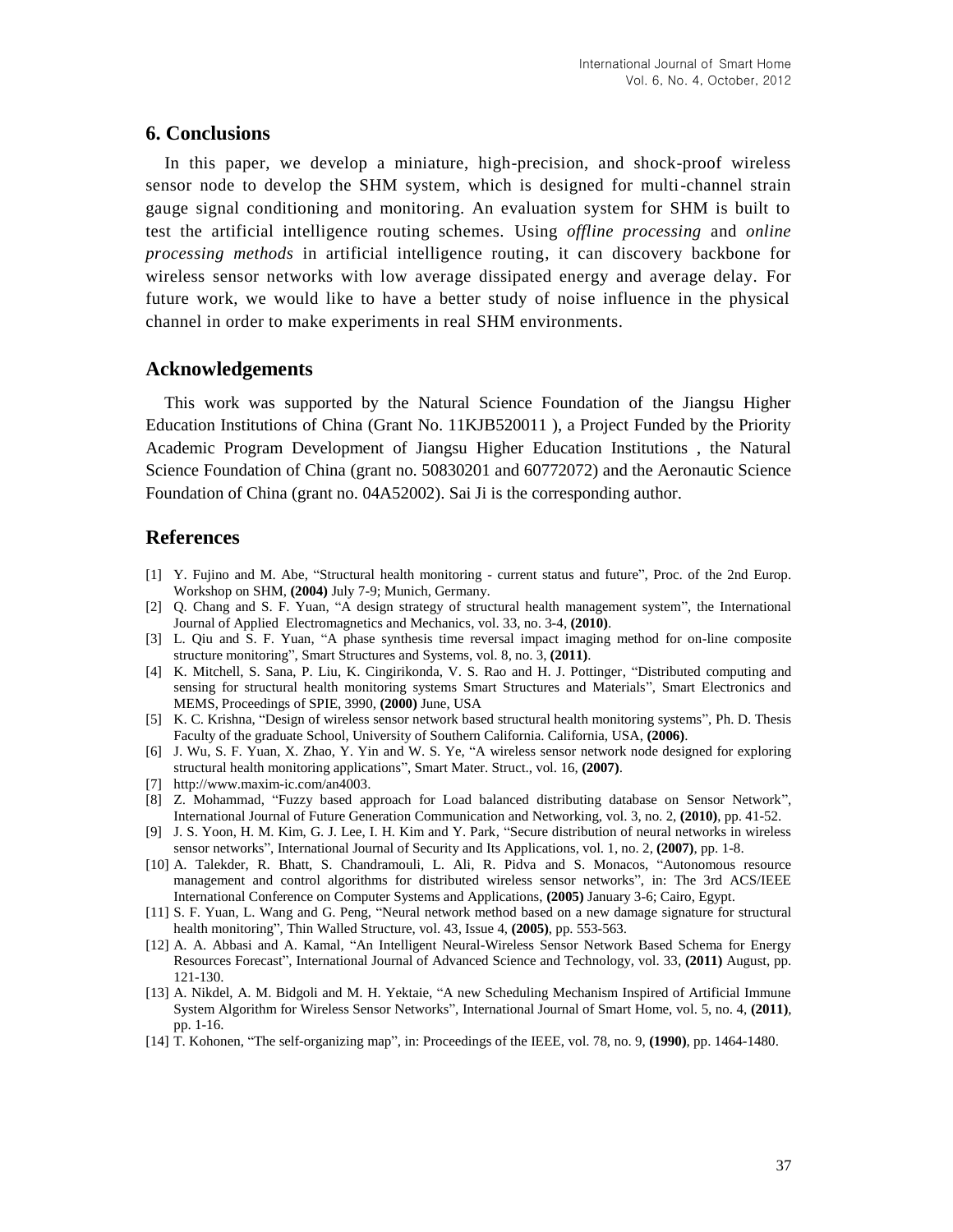## 6. Conclusions

In this paper, we develop a miniature, high-precision, and shock-proof wireless sensor node to develop the SHM system, which is designed for multi-channel strain gauge signal conditioning and monitoring. An evaluation system for SHM is built to test the artificial intelligence routing schemes. Using *offline processing* and *online processing methods* in artificial intelligence routing, it can discovery backbone for wireless sensor networks with low average dissipated energy and average delay. For future work, we would like to have a better study of noise influence in the physical channel in order to make experiments in real SHM environments.

## Acknowledgements

This work was supported by the Natural Science Foundation of the Jiangsu Higher Education Institutions of China (Grant No. 11KJB520011 ), a Project Funded by the Priority Academic Program Development of Jiangsu Higher Education Institutions , the Natural Science Foundation of China (grant no. 50830201 and 60772072) and the Aeronautic Science Foundation of China (grant no. 04A52002). Sai Ji is the corresponding author.

## References

[1] Y. Fujino and M. Abe, "Structural health monitoring - current status and future", Proc. of the 2nd Europ. Workshop on SHM, **(2004)** July 7-9; Munich, Germany.

[2] Q. Chang and S. F. Yuan, "A design strategy of structural health management system", the International Journal of Applied Electromagnetics and Mechanics, vol. 33, no. 3-4, **(2010)**.

[3] L. Qiu and S. F. Yuan, "A phase synthesis time reversal impact imaging method for on-line composite structure monitoring", Smart Structures and Systems, vol. 8, no. 3, **(2011)**.

[4] K. Mitchell, S. Sana, P. Liu, K. Cingirikonda, V. S. Rao and H. J. Pottinger, "Distributed computing and sensing for structural health monitoring systems Smart Structures and Materials", Smart Electronics and MEMS, Proceedings of SPIE, 3990, **(2000)** June, USA

[5] K. C. Krishna, "Design of wireless sensor network based structural health monitoring systems", Ph. D. Thesis Faculty of the graduate School, University of Southern California. California, USA, **(2006)**.

[6] J. Wu, S. F. Yuan, X. Zhao, Y. Yin and W. S. Ye, "A wireless sensor network node designed for exploring structural health monitoring applications", Smart Mater. Struct., vol. 16, **(2007)**.

[7] http://www.maxim-ic.com/an4003.

[8] Z. Mohammad, "Fuzzy based approach for Load balanced distributing database on Sensor Network", International Journal of Future Generation Communication and Networking, vol. 3, no. 2, **(2010)**, pp. 41-52.

[9] J. S. Yoon, H. M. Kim, G. J. Lee, I. H. Kim and Y. Park, "Secure distribution of neural networks in wireless sensor networks", International Journal of Security and Its Applications, vol. 1, no. 2, **(2007)**, pp. 1-8.

[10] A. Talekder, R. Bhatt, S. Chandramouli, L. Ali, R. Pidva and S. Monacos, "Autonomous resource management and control algorithms for distributed wireless sensor networks", in: The 3rd ACS/IEEE International Conference on Computer Systems and Applications, **(2005)** January 3-6; Cairo, Egypt.

[11] S. F. Yuan, L. Wang and G. Peng, "Neural network method based on a new damage signature for structural health monitoring", Thin Walled Structure, vol. 43, Issue 4, **(2005)**, pp. 553-563.

[12] A. A. Abbasi and A. Kamal, "An Intelligent Neural-Wireless Sensor Network Based Schema for Energy Resources Forecast", International Journal of Advanced Science and Technology, vol. 33, **(2011)** August, pp. 121-130.

[13] A. Nikdel, A. M. Bidgoli and M. H. Yektaie, "A new Scheduling Mechanism Inspired of Artificial Immune System Algorithm for Wireless Sensor Networks", International Journal of Smart Home, vol. 5, no. 4, **(2011)**, pp. 1-16.

[14] T. Kohonen, "The self-organizing map", in: Proceedings of the IEEE, vol. 78, no. 9, **(1990)**, pp. 1464-1480.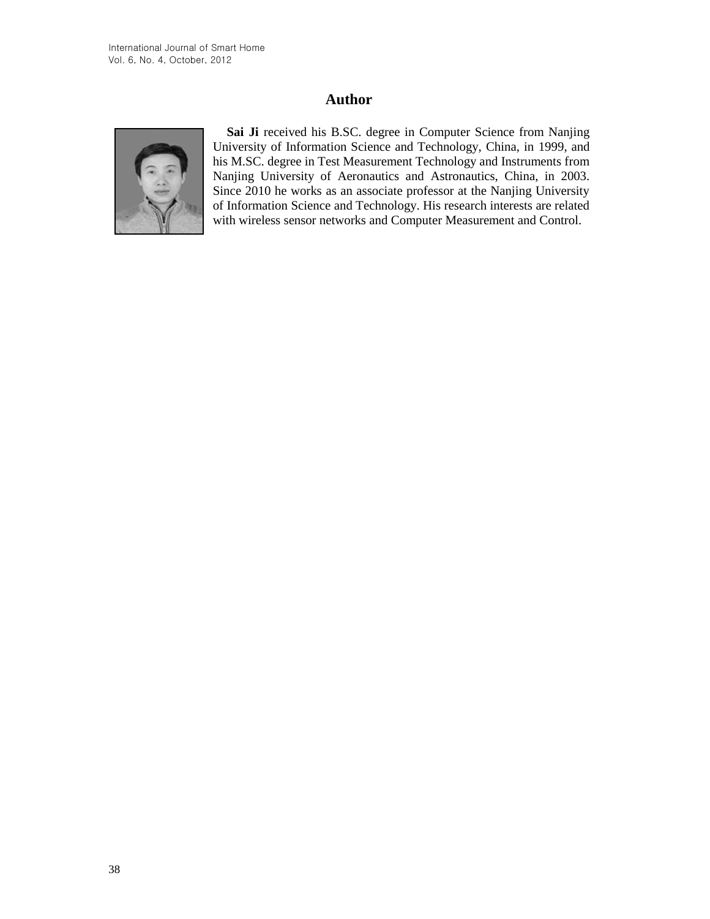## Author

**Sai Ji** received his B.SC. degree in Computer Science from Nanjing University of Information Science and Technology, China, in 1999, and his M.SC. degree in Test Measurement Technology and Instruments from Nanjing University of Aeronautics and Astronautics, China, in 2003. Since 2010 he works as an associate professor at the Nanjing University of Information Science and Technology. His research interests are related with wireless sensor networks and Computer Measurement and Control.